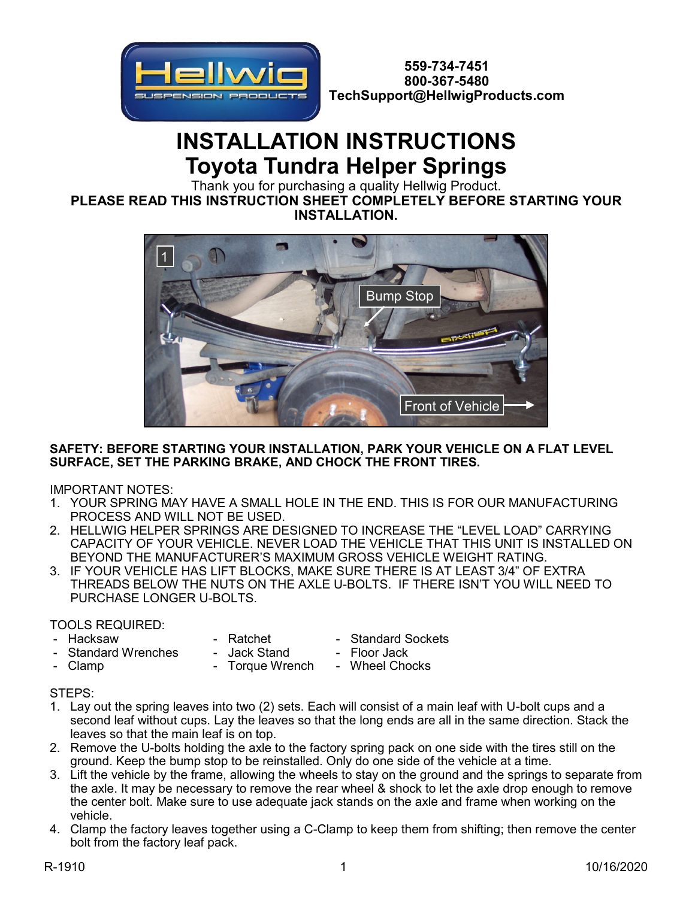559-734-7451
800-367-5480
TechSupport@HellwigProducts.com

# INSTALLATION INSTRUCTIONS
# Toyota Tundra Helper Springs

Thank you for purchasing a quality Hellwig Product.

**PLEASE READ THIS INSTRUCTION SHEET COMPLETELY BEFORE STARTING YOUR INSTALLATION.**

**SAFETY: BEFORE STARTING YOUR INSTALLATION, PARK YOUR VEHICLE ON A FLAT LEVEL SURFACE, SET THE PARKING BRAKE, AND CHOCK THE FRONT TIRES.**

IMPORTANT NOTES:

1. YOUR SPRING MAY HAVE A SMALL HOLE IN THE END. THIS IS FOR OUR MANUFACTURING PROCESS AND WILL NOT BE USED.
2. HELLWIG HELPER SPRINGS ARE DESIGNED TO INCREASE THE "LEVEL LOAD" CARRYING CAPACITY OF YOUR VEHICLE. NEVER LOAD THE VEHICLE THAT THIS UNIT IS INSTALLED ON BEYOND THE MANUFACTURER'S MAXIMUM GROSS VEHICLE WEIGHT RATING.
3. IF YOUR VEHICLE HAS LIFT BLOCKS, MAKE SURE THERE IS AT LEAST 3/4" OF EXTRA THREADS BELOW THE NUTS ON THE AXLE U-BOLTS. IF THERE ISN'T YOU WILL NEED TO PURCHASE LONGER U-BOLTS.

TOOLS REQUIRED:

- Hacksaw
- Standard Wrenches
- Clamp
- Ratchet
- Jack Stand
- Torque Wrench
- Standard Sockets
- Floor Jack
- Wheel Chocks

STEPS:

1. Lay out the spring leaves into two (2) sets. Each will consist of a main leaf with U-bolt cups and a second leaf without cups. Lay the leaves so that the long ends are all in the same direction. Stack the leaves so that the main leaf is on top.
2. Remove the U-bolts holding the axle to the factory spring pack on one side with the tires still on the ground. Keep the bump stop to be reinstalled. Only do one side of the vehicle at a time.
3. Lift the vehicle by the frame, allowing the wheels to stay on the ground and the springs to separate from the axle. It may be necessary to remove the rear wheel & shock to let the axle drop enough to remove the center bolt. Make sure to use adequate jack stands on the axle and frame when working on the vehicle.
4. Clamp the factory leaves together using a C-Clamp to keep them from shifting; then remove the center bolt from the factory leaf pack.

R-1910 10/16/2020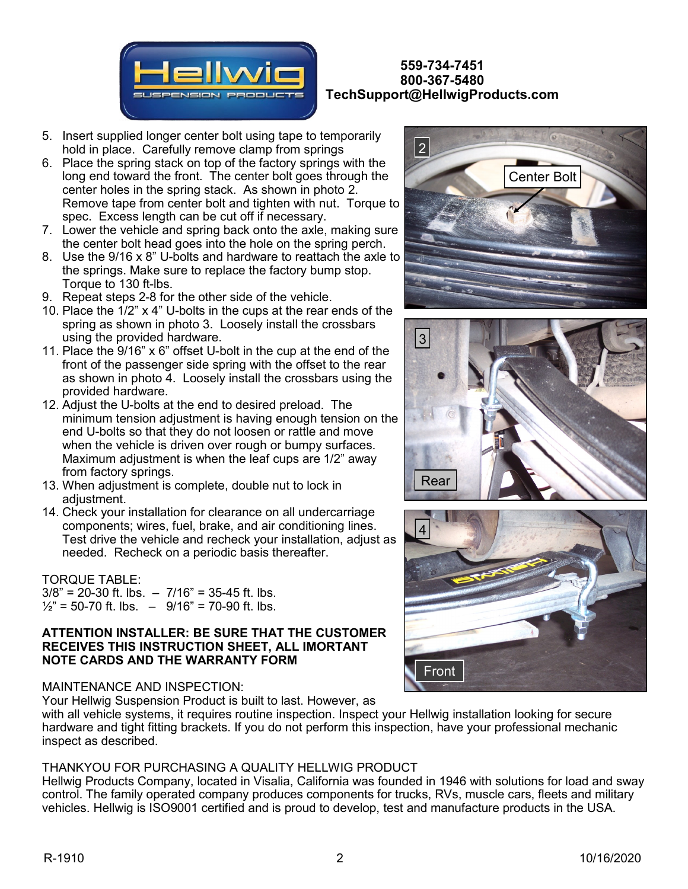559-734-7451
800-367-5480
TechSupport@HellwigProducts.com

5. Insert supplied longer center bolt using tape to temporarily hold in place. Carefully remove clamp from springs
6. Place the spring stack on top of the factory springs with the long end toward the front. The center bolt goes through the center holes in the spring stack. As shown in photo 2. Remove tape from center bolt and tighten with nut. Torque to spec. Excess length can be cut off if necessary.
7. Lower the vehicle and spring back onto the axle, making sure the center bolt head goes into the hole on the spring perch.
8. Use the 9/16 x 8" U-bolts and hardware to reattach the axle to the springs. Make sure to replace the factory bump stop. Torque to 130 ft-lbs.
9. Repeat steps 2-8 for the other side of the vehicle.
10. Place the 1/2" x 4" U-bolts in the cups at the rear ends of the spring as shown in photo 3. Loosely install the crossbars using the provided hardware.
11. Place the 9/16" x 6" offset U-bolt in the cup at the end of the front of the passenger side spring with the offset to the rear as shown in photo 4. Loosely install the crossbars using the provided hardware.
12. Adjust the U-bolts at the end to desired preload. The minimum tension adjustment is having enough tension on the end U-bolts so that they do not loosen or rattle and move when the vehicle is driven over rough or bumpy surfaces. Maximum adjustment is when the leaf cups are 1/2" away from factory springs.
13. When adjustment is complete, double nut to lock in adjustment.
14. Check your installation for clearance on all undercarriage components; wires, fuel, brake, and air conditioning lines. Test drive the vehicle and recheck your installation, adjust as needed. Recheck on a periodic basis thereafter.

2
Center Bolt

3
Rear

4
Front

TORQUE TABLE:
3/8" = 20-30 ft. lbs. – 7/16" = 35-45 ft. lbs.
½" = 50-70 ft. lbs. – 9/16" = 70-90 ft. lbs.

**ATTENTION INSTALLER: BE SURE THAT THE CUSTOMER RECEIVES THIS INSTRUCTION SHEET, ALL IMORTANT NOTE CARDS AND THE WARRANTY FORM**

MAINTENANCE AND INSPECTION:
Your Hellwig Suspension Product is built to last. However, as with all vehicle systems, it requires routine inspection. Inspect your Hellwig installation looking for secure hardware and tight fitting brackets. If you do not perform this inspection, have your professional mechanic inspect as described.

THANKYOU FOR PURCHASING A QUALITY HELLWIG PRODUCT
Hellwig Products Company, located in Visalia, California was founded in 1946 with solutions for load and sway control. The family operated company produces components for trucks, RVs, muscle cars, fleets and military vehicles. Hellwig is ISO9001 certified and is proud to develop, test and manufacture products in the USA.

R-1910 10/16/2020